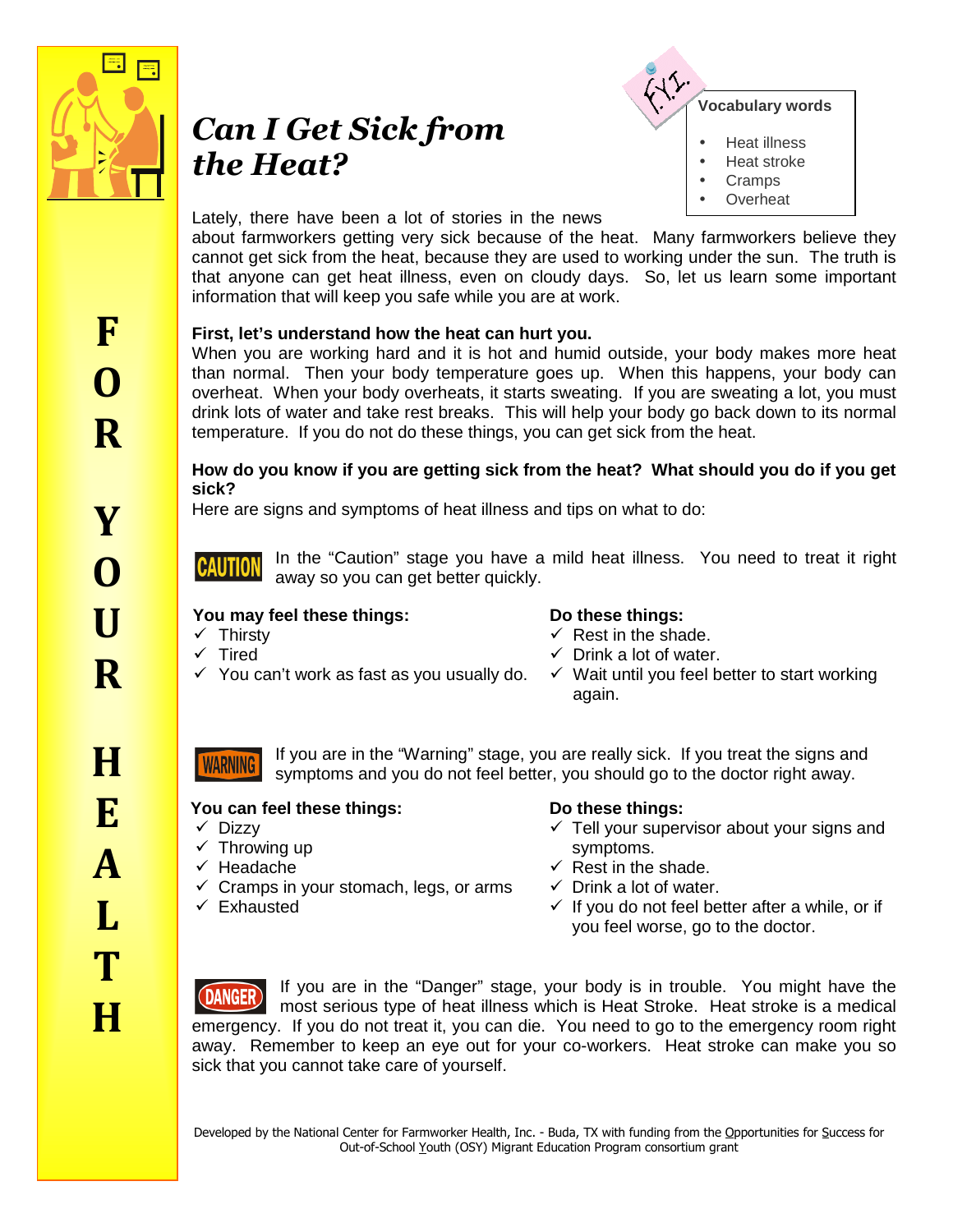FOR YOUR HEALTH

# *Can I Get Sick from the Heat?*

F.Y.I.

**Vocabulary words**

- Heat illness
- Heat stroke
- Cramps
- Overheat

Lately, there have been a lot of stories in the news about farmworkers getting very sick because of the heat. Many farmworkers believe they cannot get sick from the heat, because they are used to working under the sun. The truth is that anyone can get heat illness, even on cloudy days. So, let us learn some important information that will keep you safe while you are at work.

**First, let's understand how the heat can hurt you.**

When you are working hard and it is hot and humid outside, your body makes more heat than normal. Then your body temperature goes up. When this happens, your body can overheat. When your body overheats, it starts sweating. If you are sweating a lot, you must drink lots of water and take rest breaks. This will help your body go back down to its normal temperature. If you do not do these things, you can get sick from the heat.

**How do you know if you are getting sick from the heat? What should you do if you get sick?**

Here are signs and symptoms of heat illness and tips on what to do:

**CAUTION** In the "Caution" stage you have a mild heat illness. You need to treat it right away so you can get better quickly.

**You may feel these things:**

- ✓ Thirsty
- ✓ Tired
- ✓ You can't work as fast as you usually do.

**Do these things:**

- ✓ Rest in the shade.
- ✓ Drink a lot of water.
- ✓ Wait until you feel better to start working again.

**WARNING** If you are in the "Warning" stage, you are really sick. If you treat the signs and symptoms and you do not feel better, you should go to the doctor right away.

**You can feel these things:**

- ✓ Dizzy
- ✓ Throwing up
- ✓ Headache
- ✓ Cramps in your stomach, legs, or arms
- ✓ Exhausted

**Do these things:**

- ✓ Tell your supervisor about your signs and symptoms.
- ✓ Rest in the shade.
- ✓ Drink a lot of water.
- ✓ If you do not feel better after a while, or if you feel worse, go to the doctor.

**DANGER** If you are in the "Danger" stage, your body is in trouble. You might have the most serious type of heat illness which is Heat Stroke. Heat stroke is a medical emergency. If you do not treat it, you can die. You need to go to the emergency room right away. Remember to keep an eye out for your co-workers. Heat stroke can make you so sick that you cannot take care of yourself.

Developed by the National Center for Farmworker Health, Inc. - Buda, TX with funding from the Opportunities for Success for Out-of-School Youth (OSY) Migrant Education Program consortium grant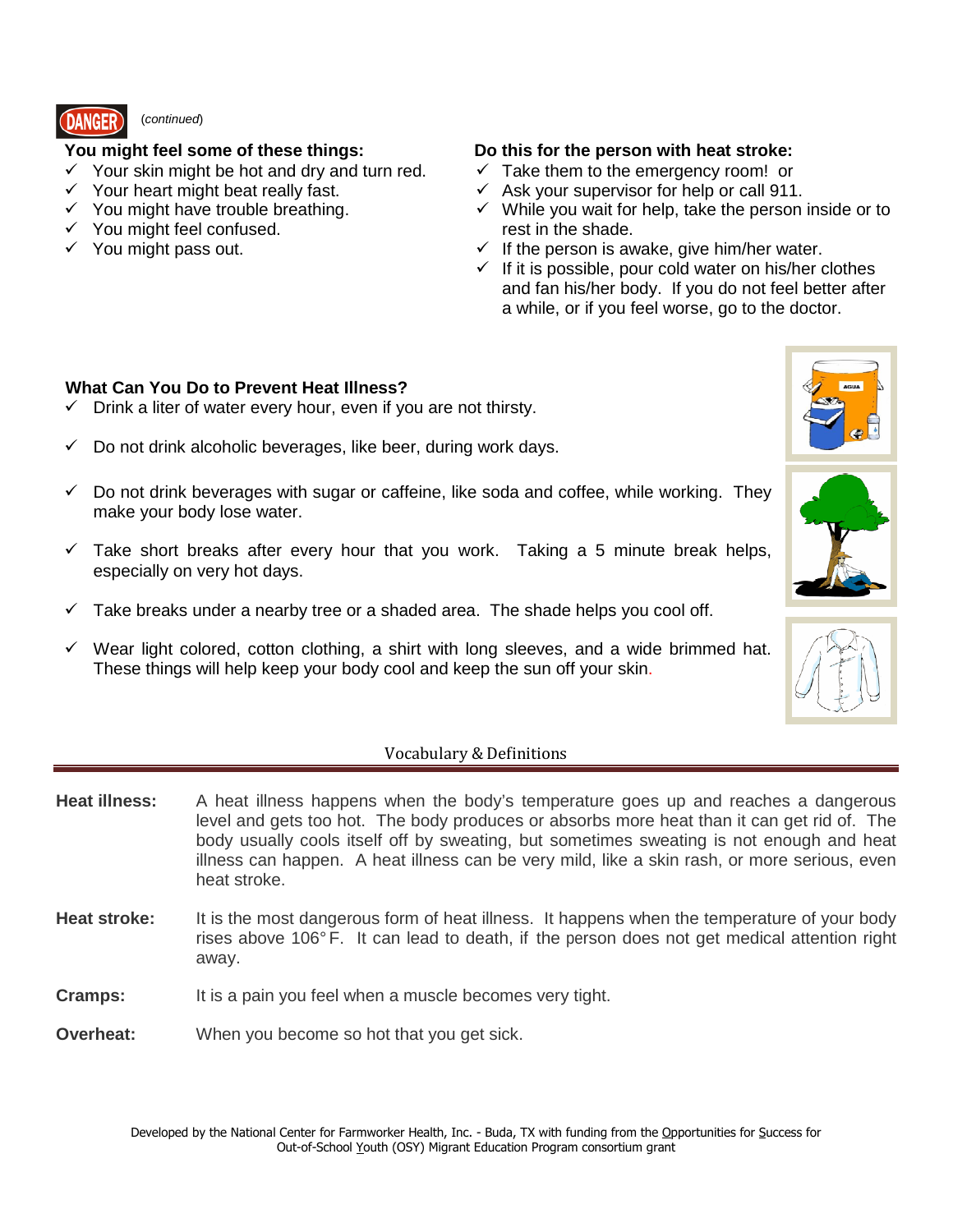DANGER (*continued*)

**You might feel some of these things:**

- ✓ Your skin might be hot and dry and turn red.
- ✓ Your heart might beat really fast.
- ✓ You might have trouble breathing.
- ✓ You might feel confused.
- ✓ You might pass out.

**Do this for the person with heat stroke:**

- ✓ Take them to the emergency room! or
- ✓ Ask your supervisor for help or call 911.
- ✓ While you wait for help, take the person inside or to rest in the shade.
- ✓ If the person is awake, give him/her water.
- ✓ If it is possible, pour cold water on his/her clothes and fan his/her body. If you do not feel better after a while, or if you feel worse, go to the doctor.

**What Can You Do to Prevent Heat Illness?**

- ✓ Drink a liter of water every hour, even if you are not thirsty.
- ✓ Do not drink alcoholic beverages, like beer, during work days.
- ✓ Do not drink beverages with sugar or caffeine, like soda and coffee, while working. They make your body lose water.
- ✓ Take short breaks after every hour that you work. Taking a 5 minute break helps, especially on very hot days.
- ✓ Take breaks under a nearby tree or a shaded area. The shade helps you cool off.
- ✓ Wear light colored, cotton clothing, a shirt with long sleeves, and a wide brimmed hat. These things will help keep your body cool and keep the sun off your skin.

## Vocabulary & Definitions

**Heat illness:** A heat illness happens when the body's temperature goes up and reaches a dangerous level and gets too hot. The body produces or absorbs more heat than it can get rid of. The body usually cools itself off by sweating, but sometimes sweating is not enough and heat illness can happen. A heat illness can be very mild, like a skin rash, or more serious, even heat stroke.

**Heat stroke:** It is the most dangerous form of heat illness. It happens when the temperature of your body rises above 106° F. It can lead to death, if the person does not get medical attention right away.

**Cramps:** It is a pain you feel when a muscle becomes very tight.

**Overheat:** When you become so hot that you get sick.

Developed by the National Center for Farmworker Health, Inc. - Buda, TX with funding from the Opportunities for Success for Out-of-School Youth (OSY) Migrant Education Program consortium grant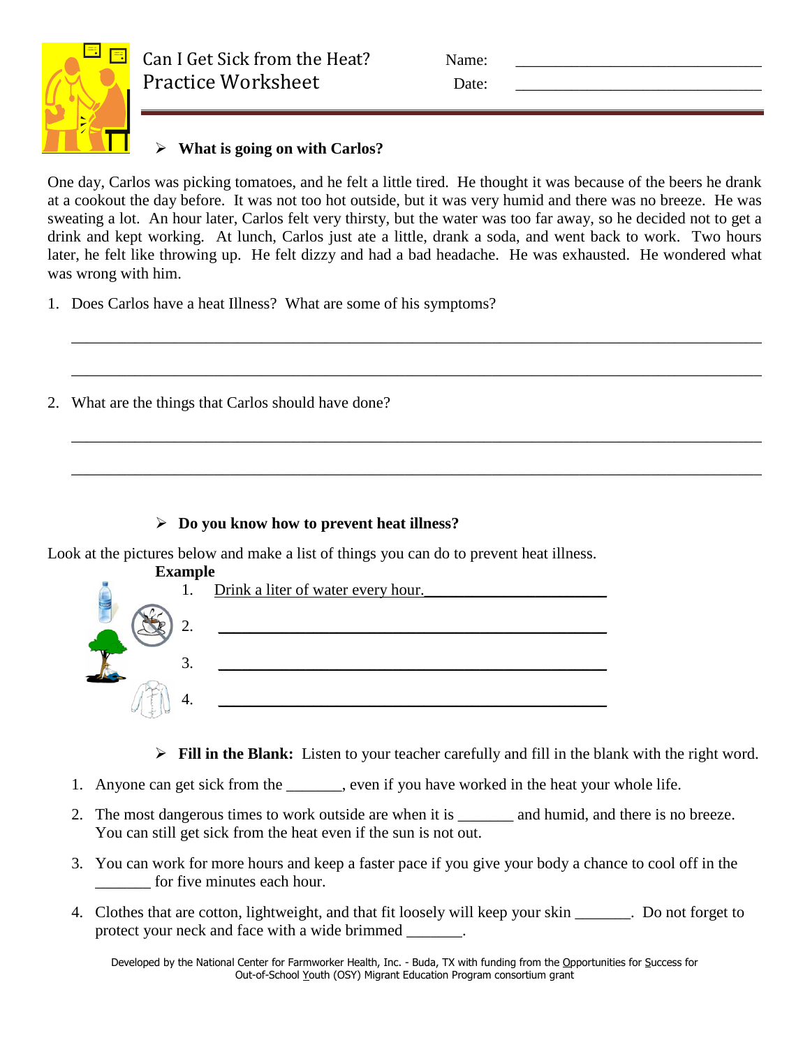# Can I Get Sick from the Heat? Practice Worksheet

Name: ______________________________

Date: ______________________________

## What is going on with Carlos?

One day, Carlos was picking tomatoes, and he felt a little tired. He thought it was because of the beers he drank at a cookout the day before. It was not too hot outside, but it was very humid and there was no breeze. He was sweating a lot. An hour later, Carlos felt very thirsty, but the water was too far away, so he decided not to get a drink and kept working. At lunch, Carlos just ate a little, drank a soda, and went back to work. Two hours later, he felt like throwing up. He felt dizzy and had a bad headache. He was exhausted. He wondered what was wrong with him.

1. Does Carlos have a heat Illness? What are some of his symptoms?

_______________________________________________________________________________

_______________________________________________________________________________

2. What are the things that Carlos should have done?

_______________________________________________________________________________

_______________________________________________________________________________

## Do you know how to prevent heat illness?

Look at the pictures below and make a list of things you can do to prevent heat illness.

**Example**

1. Drink a liter of water every hour.______________________
2. ______________________________________________
3. ______________________________________________
4. ______________________________________________

## Fill in the Blank:

**Fill in the Blank:** Listen to your teacher carefully and fill in the blank with the right word.

1. Anyone can get sick from the _______, even if you have worked in the heat your whole life.
2. The most dangerous times to work outside are when it is _______ and humid, and there is no breeze. You can still get sick from the heat even if the sun is not out.
3. You can work for more hours and keep a faster pace if you give your body a chance to cool off in the _______ for five minutes each hour.
4. Clothes that are cotton, lightweight, and that fit loosely will keep your skin _______. Do not forget to protect your neck and face with a wide brimmed _______.

Developed by the National Center for Farmworker Health, Inc. - Buda, TX with funding from the Opportunities for Success for Out-of-School Youth (OSY) Migrant Education Program consortium grant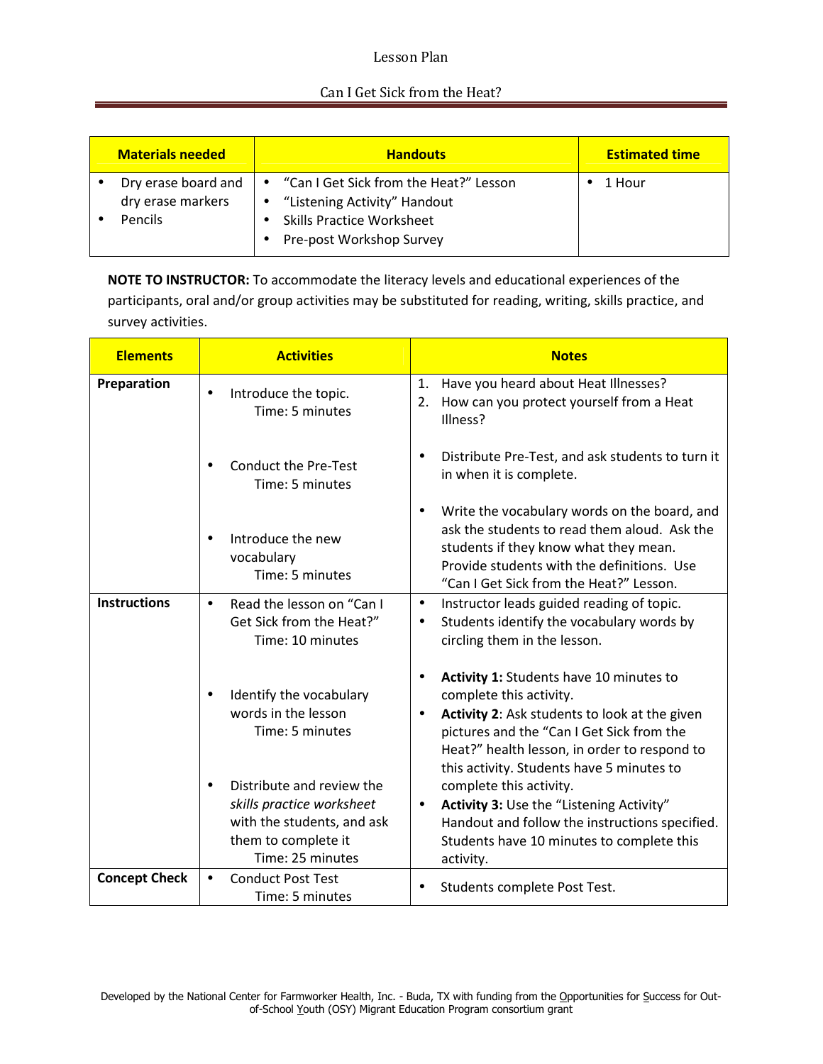# Lesson Plan

## Can I Get Sick from the Heat?

| Materials needed | Handouts | Estimated time |
|---|---|---|
| • Dry erase board and dry erase markers<br>• Pencils | • "Can I Get Sick from the Heat?" Lesson<br>• "Listening Activity" Handout<br>• Skills Practice Worksheet<br>• Pre-post Workshop Survey | • 1 Hour |

**NOTE TO INSTRUCTOR:** To accommodate the literacy levels and educational experiences of the participants, oral and/or group activities may be substituted for reading, writing, skills practice, and survey activities.

| Elements | Activities | Notes |
|---|---|---|
| **Preparation** | • Introduce the topic. Time: 5 minutes | 1. Have you heard about Heat Illnesses?<br>2. How can you protect yourself from a Heat Illness? |
| | • Conduct the Pre-Test Time: 5 minutes | • Distribute Pre-Test, and ask students to turn it in when it is complete. |
| | • Introduce the new vocabulary Time: 5 minutes | • Write the vocabulary words on the board, and ask the students to read them aloud. Ask the students if they know what they mean. Provide students with the definitions. Use "Can I Get Sick from the Heat?" Lesson. |
| **Instructions** | • Read the lesson on "Can I Get Sick from the Heat?" Time: 10 minutes | • Instructor leads guided reading of topic.<br>• Students identify the vocabulary words by circling them in the lesson. |
| | • Identify the vocabulary words in the lesson Time: 5 minutes<br><br>• Distribute and review the *skills practice worksheet* with the students, and ask them to complete it Time: 25 minutes | • **Activity 1:** Students have 10 minutes to complete this activity.<br>• **Activity 2**: Ask students to look at the given pictures and the "Can I Get Sick from the Heat?" health lesson, in order to respond to this activity. Students have 5 minutes to complete this activity.<br>• **Activity 3:** Use the "Listening Activity" Handout and follow the instructions specified. Students have 10 minutes to complete this activity. |
| **Concept Check** | • Conduct Post Test Time: 5 minutes | • Students complete Post Test. |

Developed by the National Center for Farmworker Health, Inc. - Buda, TX with funding from the Opportunities for Success for Out-of-School Youth (OSY) Migrant Education Program consortium grant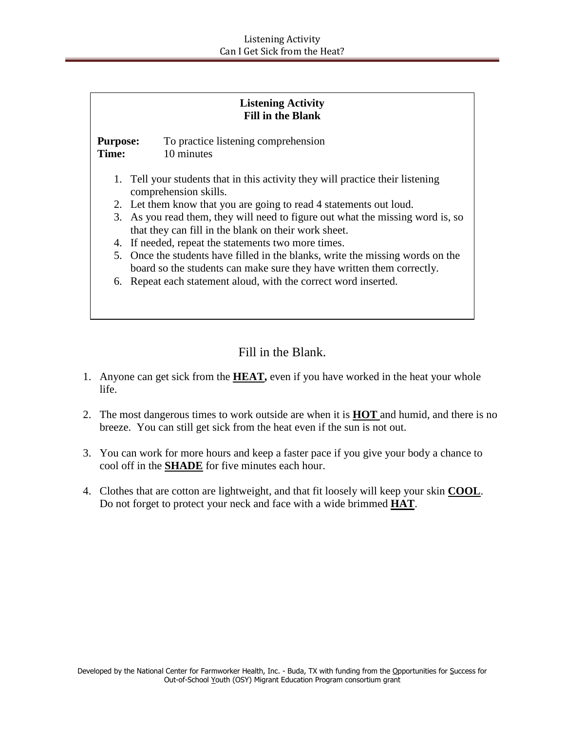## Listening Activity
## Fill in the Blank

**Purpose:** To practice listening comprehension
**Time:** 10 minutes

1. Tell your students that in this activity they will practice their listening comprehension skills.
2. Let them know that you are going to read 4 statements out loud.
3. As you read them, they will need to figure out what the missing word is, so that they can fill in the blank on their work sheet.
4. If needed, repeat the statements two more times.
5. Once the students have filled in the blanks, write the missing words on the board so the students can make sure they have written them correctly.
6. Repeat each statement aloud, with the correct word inserted.

## Fill in the Blank.

1. Anyone can get sick from the <u>**HEAT,**</u> even if you have worked in the heat your whole life.

2. The most dangerous times to work outside are when it is <u>**HOT**</u> and humid, and there is no breeze. You can still get sick from the heat even if the sun is not out.

3. You can work for more hours and keep a faster pace if you give your body a chance to cool off in the <u>**SHADE**</u> for five minutes each hour.

4. Clothes that are cotton are lightweight, and that fit loosely will keep your skin <u>**COOL**</u>. Do not forget to protect your neck and face with a wide brimmed <u>**HAT**</u>.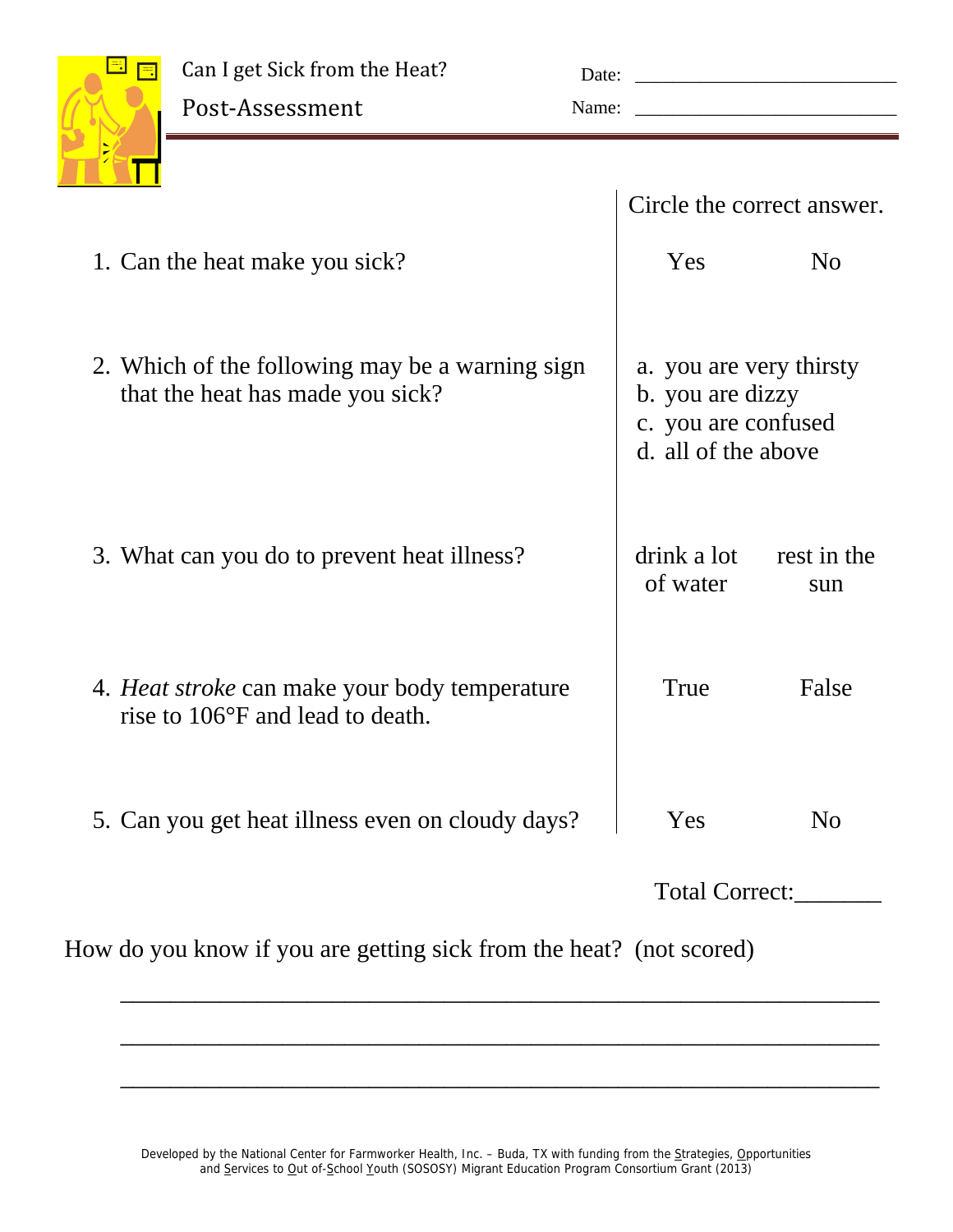# Can I get Sick from the Heat?

## Post-Assessment

Date: ___________________________

Name: ___________________________

| | Circle the correct answer. | |
|---|---|---|
| 1. Can the heat make you sick? | Yes | No |
| 2. Which of the following may be a warning sign that the heat has made you sick? | a. you are very thirsty<br>b. you are dizzy<br>c. you are confused<br>d. all of the above | |
| 3. What can you do to prevent heat illness? | drink a lot of water | rest in the sun |
| 4. *Heat stroke* can make your body temperature rise to 106°F and lead to death. | True | False |
| 5. Can you get heat illness even on cloudy days? | Yes | No |

Total Correct:_______

How do you know if you are getting sick from the heat? (not scored)

_______________________________________________________________

_______________________________________________________________

_______________________________________________________________

Developed by the National Center for Farmworker Health, Inc. – Buda, TX with funding from the Strategies, Opportunities and Services to Out of-School Youth (SOSOSY) Migrant Education Program Consortium Grant (2013)